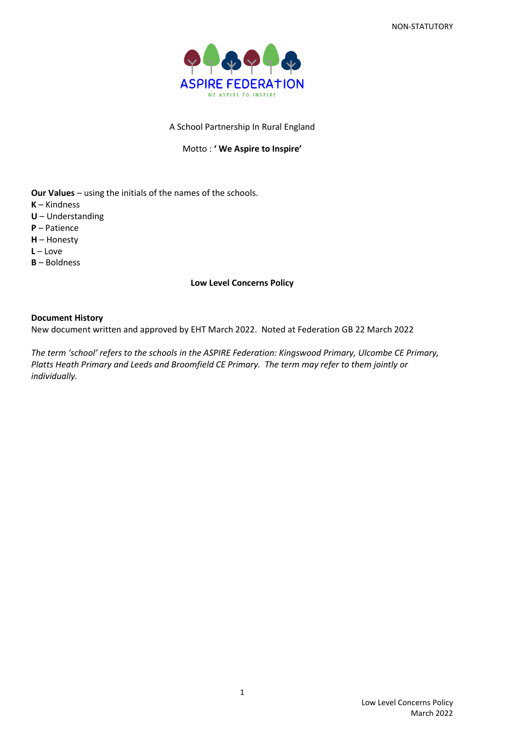NON-STATUTORY

ASPIRE FEDERATION

WE ASPIRE TO INSPIRE

A School Partnership In Rural England

Motto : **' We Aspire to Inspire'**

**Our Values** – using the initials of the names of the schools.

**K** – Kindness
**U** – Understanding
**P** – Patience
**H** – Honesty
**L** – Love
**B** – Boldness

# Low Level Concerns Policy

**Document History**

New document written and approved by EHT March 2022. Noted at Federation GB 22 March 2022

*The term 'school' refers to the schools in the ASPIRE Federation: Kingswood Primary, Ulcombe CE Primary, Platts Heath Primary and Leeds and Broomfield CE Primary. The term may refer to them jointly or individually.*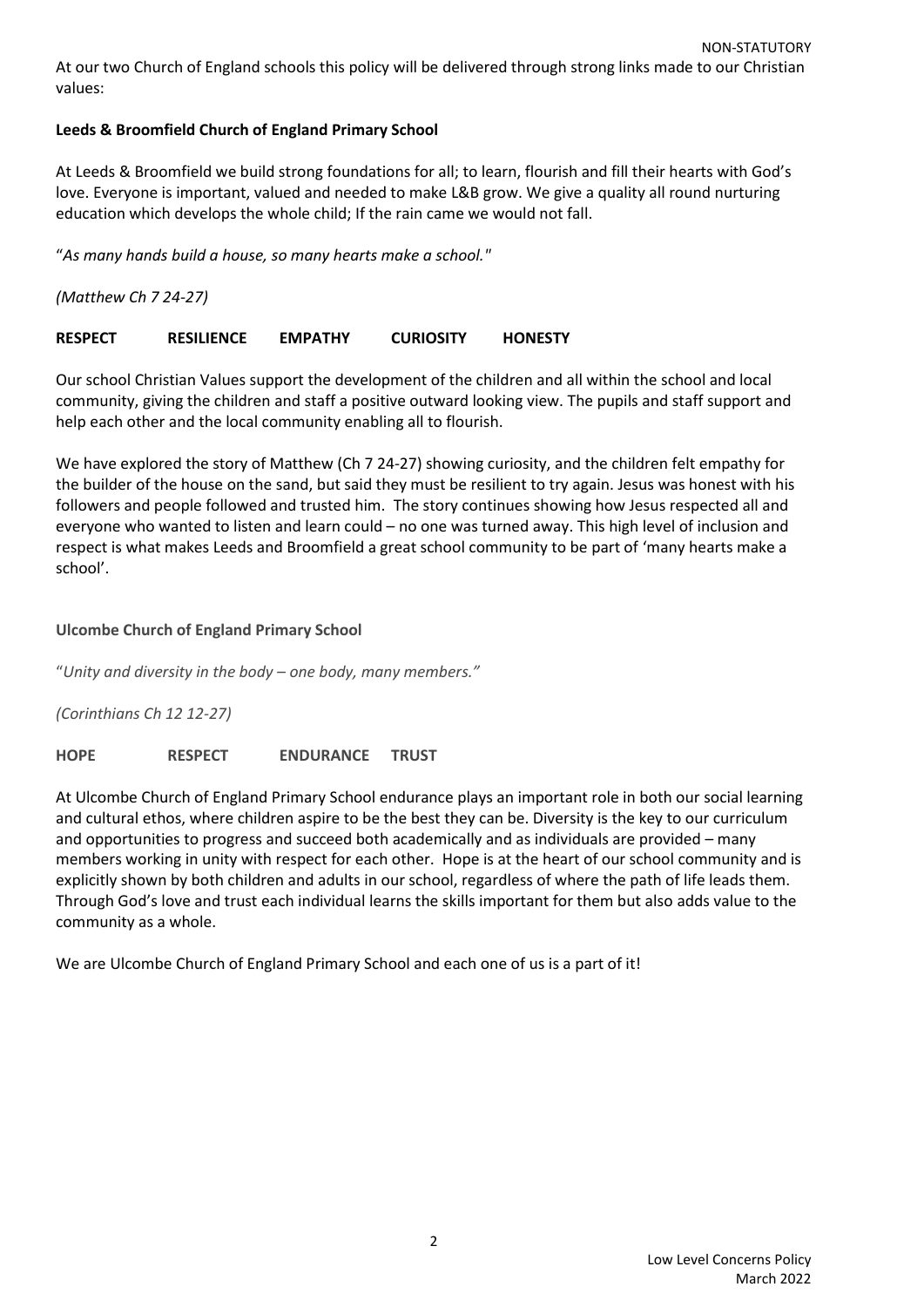At our two Church of England schools this policy will be delivered through strong links made to our Christian values:

**Leeds & Broomfield Church of England Primary School**

At Leeds & Broomfield we build strong foundations for all; to learn, flourish and fill their hearts with God's love. Everyone is important, valued and needed to make L&B grow. We give a quality all round nurturing education which develops the whole child; If the rain came we would not fall.

"*As many hands build a house, so many hearts make a school."*

*(Matthew Ch 7 24-27)*

**RESPECT RESILIENCE EMPATHY CURIOSITY HONESTY**

Our school Christian Values support the development of the children and all within the school and local community, giving the children and staff a positive outward looking view. The pupils and staff support and help each other and the local community enabling all to flourish.

We have explored the story of Matthew (Ch 7 24-27) showing curiosity, and the children felt empathy for the builder of the house on the sand, but said they must be resilient to try again. Jesus was honest with his followers and people followed and trusted him. The story continues showing how Jesus respected all and everyone who wanted to listen and learn could – no one was turned away. This high level of inclusion and respect is what makes Leeds and Broomfield a great school community to be part of 'many hearts make a school'.

**Ulcombe Church of England Primary School**

"*Unity and diversity in the body – one body, many members."*

*(Corinthians Ch 12 12-27)*

**HOPE RESPECT ENDURANCE TRUST**

At Ulcombe Church of England Primary School endurance plays an important role in both our social learning and cultural ethos, where children aspire to be the best they can be. Diversity is the key to our curriculum and opportunities to progress and succeed both academically and as individuals are provided – many members working in unity with respect for each other. Hope is at the heart of our school community and is explicitly shown by both children and adults in our school, regardless of where the path of life leads them. Through God's love and trust each individual learns the skills important for them but also adds value to the community as a whole.

We are Ulcombe Church of England Primary School and each one of us is a part of it!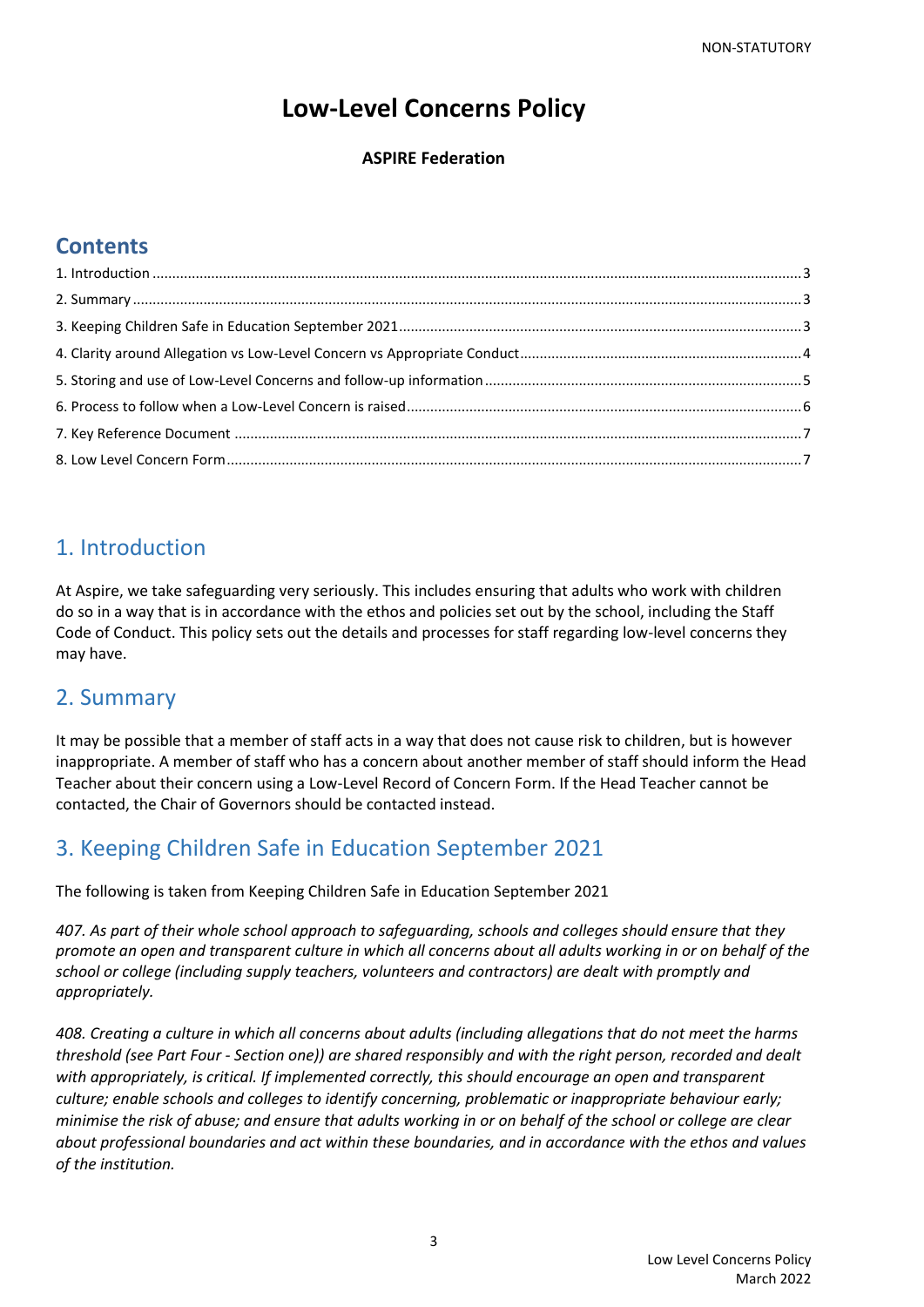# Low-Level Concerns Policy

**ASPIRE Federation**

## Contents

1. Introduction .......... 3
2. Summary .......... 3
3. Keeping Children Safe in Education September 2021 .......... 3
4. Clarity around Allegation vs Low-Level Concern vs Appropriate Conduct .......... 4
5. Storing and use of Low-Level Concerns and follow-up information .......... 5
6. Process to follow when a Low-Level Concern is raised .......... 6
7. Key Reference Document .......... 7
8. Low Level Concern Form .......... 7

## 1. Introduction

At Aspire, we take safeguarding very seriously. This includes ensuring that adults who work with children do so in a way that is in accordance with the ethos and policies set out by the school, including the Staff Code of Conduct. This policy sets out the details and processes for staff regarding low-level concerns they may have.

## 2. Summary

It may be possible that a member of staff acts in a way that does not cause risk to children, but is however inappropriate. A member of staff who has a concern about another member of staff should inform the Head Teacher about their concern using a Low-Level Record of Concern Form. If the Head Teacher cannot be contacted, the Chair of Governors should be contacted instead.

## 3. Keeping Children Safe in Education September 2021

The following is taken from Keeping Children Safe in Education September 2021

*407. As part of their whole school approach to safeguarding, schools and colleges should ensure that they promote an open and transparent culture in which all concerns about all adults working in or on behalf of the school or college (including supply teachers, volunteers and contractors) are dealt with promptly and appropriately.*

*408. Creating a culture in which all concerns about adults (including allegations that do not meet the harms threshold (see Part Four - Section one)) are shared responsibly and with the right person, recorded and dealt with appropriately, is critical. If implemented correctly, this should encourage an open and transparent culture; enable schools and colleges to identify concerning, problematic or inappropriate behaviour early; minimise the risk of abuse; and ensure that adults working in or on behalf of the school or college are clear about professional boundaries and act within these boundaries, and in accordance with the ethos and values of the institution.*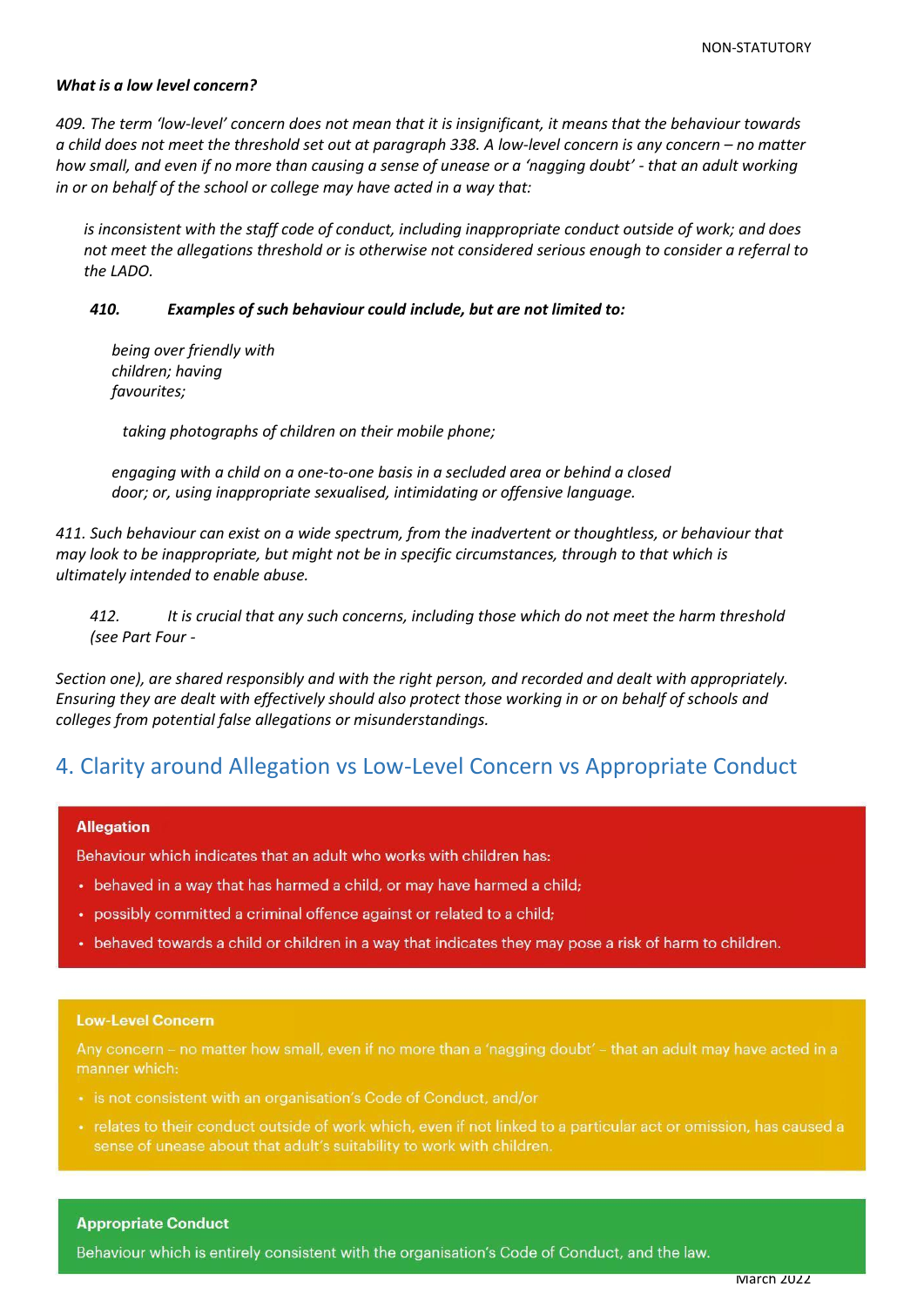***What is a low level concern?***

*409. The term 'low-level' concern does not mean that it is insignificant, it means that the behaviour towards a child does not meet the threshold set out at paragraph 338. A low-level concern is any concern – no matter how small, and even if no more than causing a sense of unease or a 'nagging doubt' - that an adult working in or on behalf of the school or college may have acted in a way that:*

*is inconsistent with the staff code of conduct, including inappropriate conduct outside of work; and does not meet the allegations threshold or is otherwise not considered serious enough to consider a referral to the LADO.*

***410. Examples of such behaviour could include, but are not limited to:***

*being over friendly with children; having favourites;*

*taking photographs of children on their mobile phone;*

*engaging with a child on a one-to-one basis in a secluded area or behind a closed door; or, using inappropriate sexualised, intimidating or offensive language.*

*411. Such behaviour can exist on a wide spectrum, from the inadvertent or thoughtless, or behaviour that may look to be inappropriate, but might not be in specific circumstances, through to that which is ultimately intended to enable abuse.*

*412. It is crucial that any such concerns, including those which do not meet the harm threshold (see Part Four - Section one), are shared responsibly and with the right person, and recorded and dealt with appropriately. Ensuring they are dealt with effectively should also protect those working in or on behalf of schools and colleges from potential false allegations or misunderstandings.*

## 4. Clarity around Allegation vs Low-Level Concern vs Appropriate Conduct

**Allegation**

Behaviour which indicates that an adult who works with children has:

- behaved in a way that has harmed a child, or may have harmed a child;
- possibly committed a criminal offence against or related to a child;
- behaved towards a child or children in a way that indicates they may pose a risk of harm to children.

**Low-Level Concern**

Any concern – no matter how small, even if no more than a 'nagging doubt' – that an adult may have acted in a manner which:

- is not consistent with an organisation's Code of Conduct, and/or
- relates to their conduct outside of work which, even if not linked to a particular act or omission, has caused a sense of unease about that adult's suitability to work with children.

**Appropriate Conduct**

Behaviour which is entirely consistent with the organisation's Code of Conduct, and the law.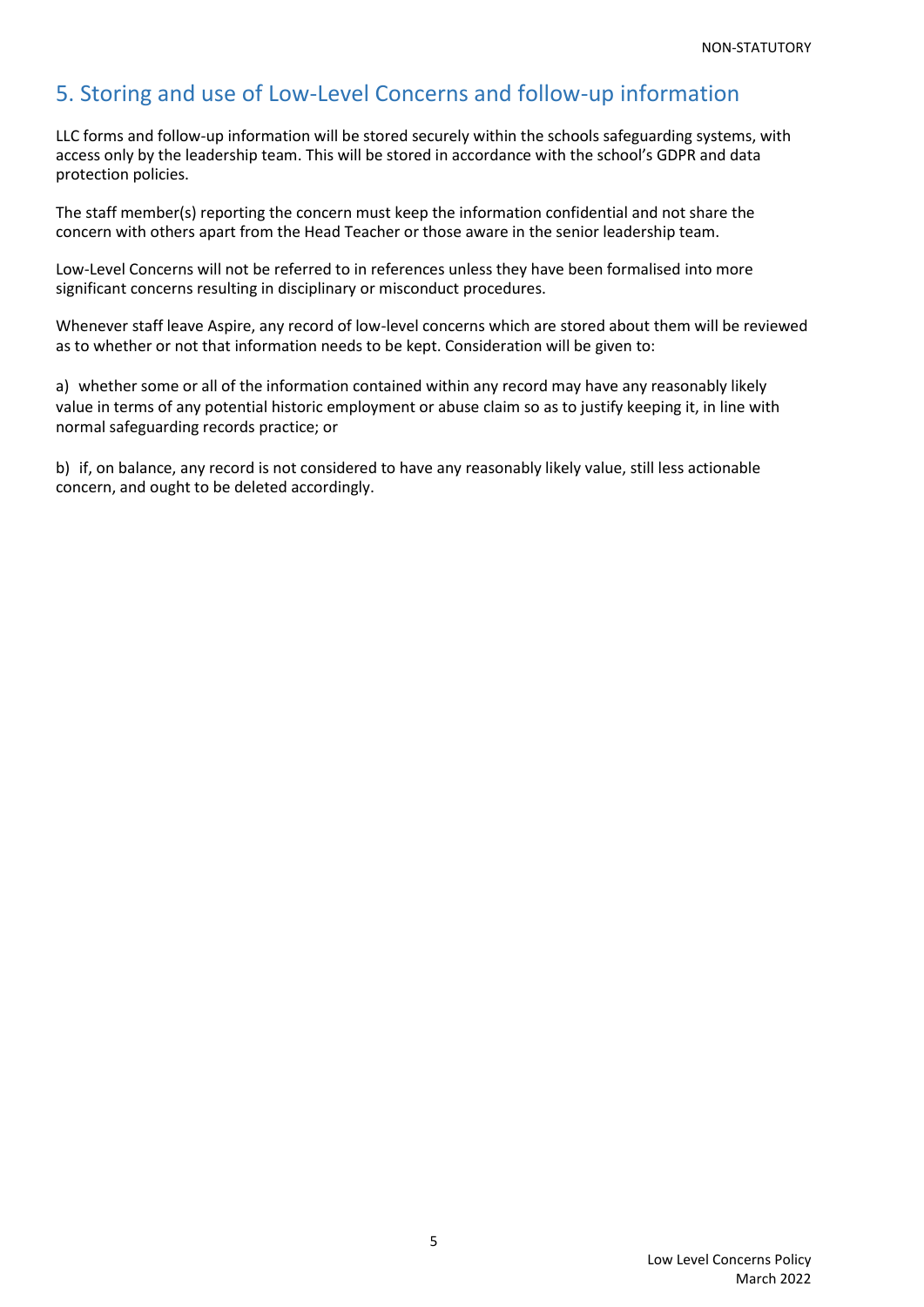## 5. Storing and use of Low-Level Concerns and follow-up information

LLC forms and follow-up information will be stored securely within the schools safeguarding systems, with access only by the leadership team. This will be stored in accordance with the school's GDPR and data protection policies.

The staff member(s) reporting the concern must keep the information confidential and not share the concern with others apart from the Head Teacher or those aware in the senior leadership team.

Low-Level Concerns will not be referred to in references unless they have been formalised into more significant concerns resulting in disciplinary or misconduct procedures.

Whenever staff leave Aspire, any record of low-level concerns which are stored about them will be reviewed as to whether or not that information needs to be kept. Consideration will be given to:

a) whether some or all of the information contained within any record may have any reasonably likely value in terms of any potential historic employment or abuse claim so as to justify keeping it, in line with normal safeguarding records practice; or

b) if, on balance, any record is not considered to have any reasonably likely value, still less actionable concern, and ought to be deleted accordingly.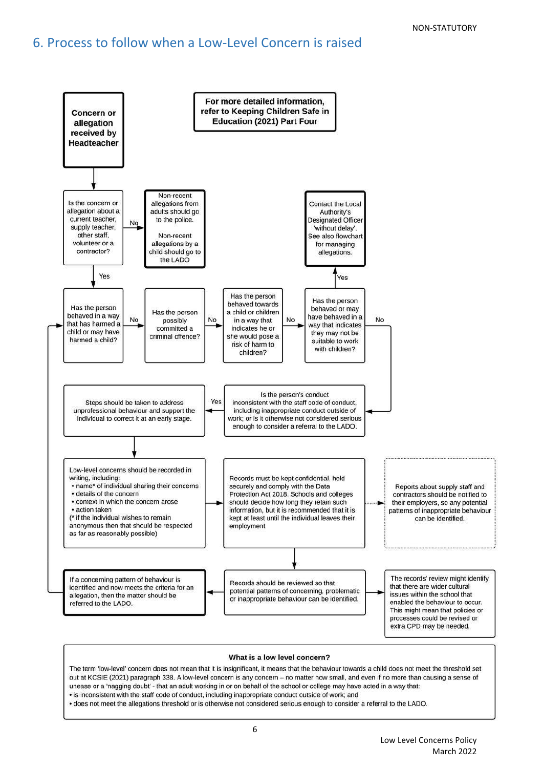# 6. Process to follow when a Low-Level Concern is raised

**For more detailed information, refer to Keeping Children Safe in Education (2021) Part Four**

**Concern or allegation received by Headteacher**

Is the concern or allegation about a current teacher, supply teacher, other staff, volunteer or a contractor?

- No → Non-recent allegations from adults should go to the police. Non-recent allegations by a child should go to the LADO
- Yes → Has the person behaved in a way that has harmed a child or may have harmed a child?

Has the person behaved in a way that has harmed a child or may have harmed a child?

- No → Has the person possibly committed a criminal offence?

Has the person possibly committed a criminal offence?

- No → Has the person behaved towards a child or children in a way that indicates he or she would pose a risk of harm to children?

Has the person behaved towards a child or children in a way that indicates he or she would pose a risk of harm to children?

- No → Has the person behaved or may have behaved in a way that indicates they may not be suitable to work with children?

Has the person behaved or may have behaved in a way that indicates they may not be suitable to work with children?

- Yes → Contact the Local Authority's Designated Officer 'without delay'. See also flowchart for managing allegations.
- No → Is the person's conduct inconsistent with the staff code of conduct, including inappropriate conduct outside of work; or is it otherwise not considered serious enough to consider a referral to the LADO.

Is the person's conduct inconsistent with the staff code of conduct, including inappropriate conduct outside of work; or is it otherwise not considered serious enough to consider a referral to the LADO.

- Yes → Steps should be taken to address unprofessional behaviour and support the individual to correct it at an early stage.

Steps should be taken to address unprofessional behaviour and support the individual to correct it at an early stage. → Low-level concerns should be recorded in writing, including:

- name* of individual sharing their concerns
- details of the concern
- context in which the concern arose
- action taken

(* if the individual wishes to remain anonymous then that should be respected as far as reasonably possible)

→ Records must be kept confidential, held securely and comply with the Data Protection Act 2018. Schools and colleges should decide how long they retain such information, but it is recommended that it is kept at least until the individual leaves their employment

→ Reports about supply staff and contractors should be notified to their employers, so any potential patterns of inappropriate behaviour can be identified.

Records should be reviewed so that potential patterns of concerning, problematic or inappropriate behaviour can be identified.

- → The records' review might identify that there are wider cultural issues within the school that enabled the behaviour to occur. This might mean that policies or processes could be revised or extra CPD may be needed.
- → **If a concerning pattern of behaviour is identified and now meets the criteria for an allegation, then the matter should be referred to the LADO.** (→ returns to: Has the person behaved in a way that has harmed a child or may have harmed a child?)

**What is a low level concern?**

The term 'low-level' concern does not mean that it is insignificant, it means that the behaviour towards a child does not meet the threshold set out at KCSIE (2021) paragraph 338. A low-level concern is any concern – no matter how small, and even if no more than causing a sense of unease or a 'nagging doubt' - that an adult working in or on behalf of the school or college may have acted in a way that:

- is inconsistent with the staff code of conduct, including inappropriate conduct outside of work; and
- does not meet the allegations threshold or is otherwise not considered serious enough to consider a referral to the LADO.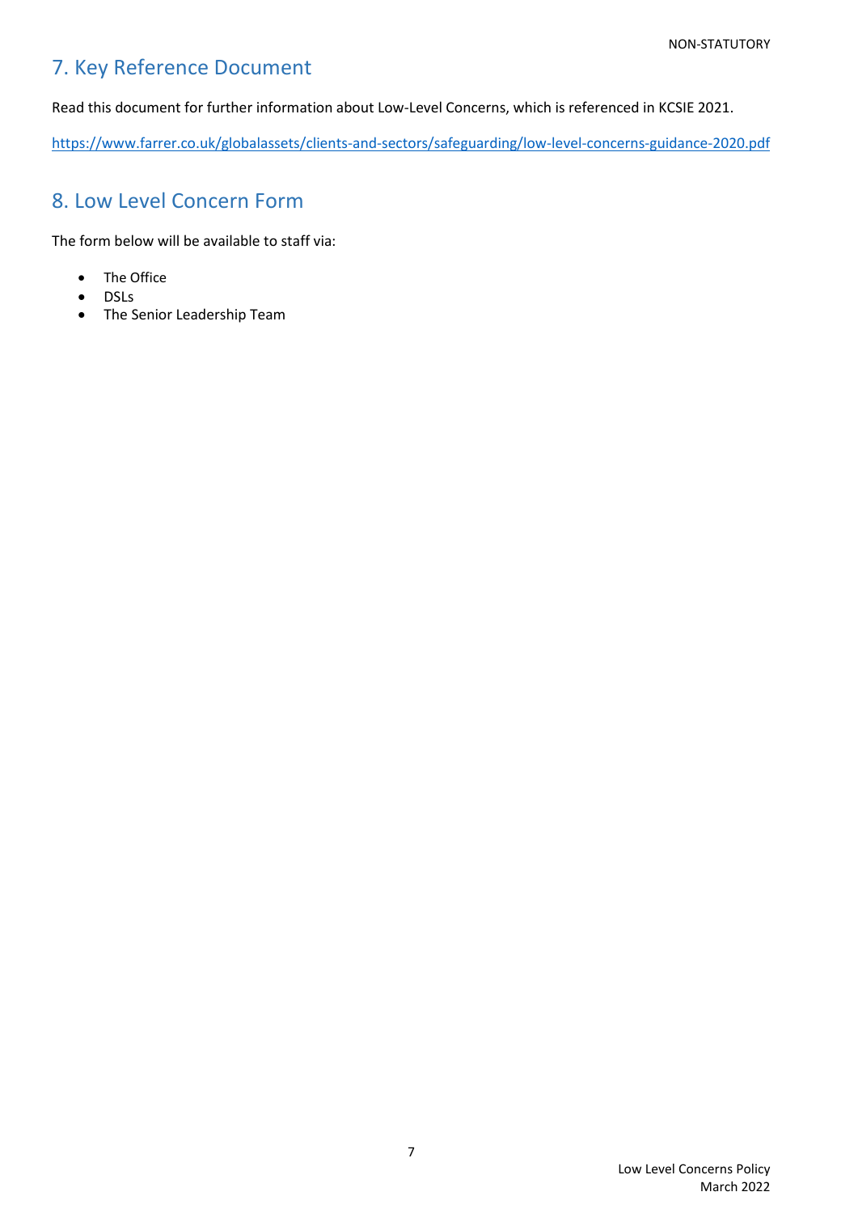## 7. Key Reference Document

Read this document for further information about Low-Level Concerns, which is referenced in KCSIE 2021.

https://www.farrer.co.uk/globalassets/clients-and-sectors/safeguarding/low-level-concerns-guidance-2020.pdf

## 8. Low Level Concern Form

The form below will be available to staff via:

- The Office
- DSLs
- The Senior Leadership Team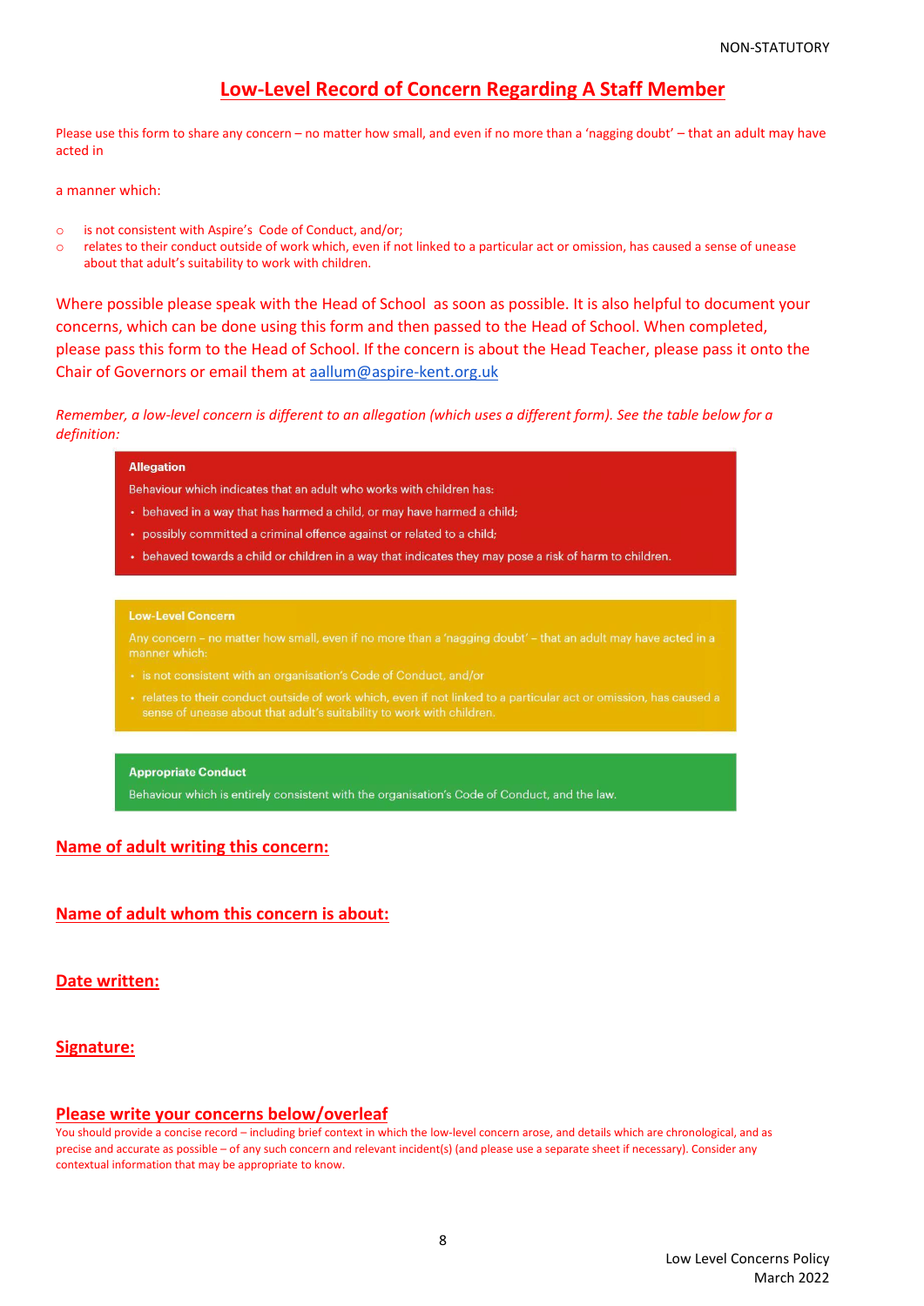NON-STATUTORY

# Low-Level Record of Concern Regarding A Staff Member

Please use this form to share any concern – no matter how small, and even if no more than a 'nagging doubt' – that an adult may have acted in

a manner which:

- is not consistent with Aspire's Code of Conduct, and/or;
- relates to their conduct outside of work which, even if not linked to a particular act or omission, has caused a sense of unease about that adult's suitability to work with children.

Where possible please speak with the Head of School as soon as possible. It is also helpful to document your concerns, which can be done using this form and then passed to the Head of School. When completed, please pass this form to the Head of School. If the concern is about the Head Teacher, please pass it onto the Chair of Governors or email them at aallum@aspire-kent.org.uk

*Remember, a low-level concern is different to an allegation (which uses a different form). See the table below for a definition:*

**Allegation**

Behaviour which indicates that an adult who works with children has:

- behaved in a way that has harmed a child, or may have harmed a child;
- possibly committed a criminal offence against or related to a child;
- behaved towards a child or children in a way that indicates they may pose a risk of harm to children.

**Low-Level Concern**

Any concern – no matter how small, even if no more than a 'nagging doubt' – that an adult may have acted in a manner which:

- is not consistent with an organisation's Code of Conduct, and/or
- relates to their conduct outside of work which, even if not linked to a particular act or omission, has caused a sense of unease about that adult's suitability to work with children.

**Appropriate Conduct**

Behaviour which is entirely consistent with the organisation's Code of Conduct, and the law.

**Name of adult writing this concern:**

**Name of adult whom this concern is about:**

**Date written:**

**Signature:**

**Please write your concerns below/overleaf**

You should provide a concise record – including brief context in which the low-level concern arose, and details which are chronological, and as precise and accurate as possible – of any such concern and relevant incident(s) (and please use a separate sheet if necessary). Consider any contextual information that may be appropriate to know.

Low Level Concerns Policy
March 2022